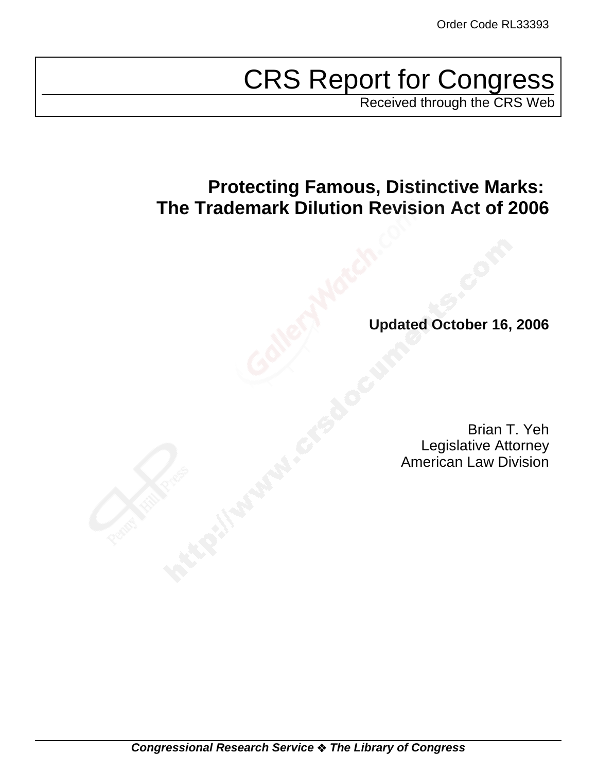Order Code RL33393

# CRS Report for Congress

Received through the CRS Web

## Protecting Famous, Distinctive Marks: The Trademark Dilution Revision Act of 2006

**Updated October 16, 2006**

Brian T. Yeh
Legislative Attorney
American Law Division

***Congressional Research Service ❖ The Library of Congress***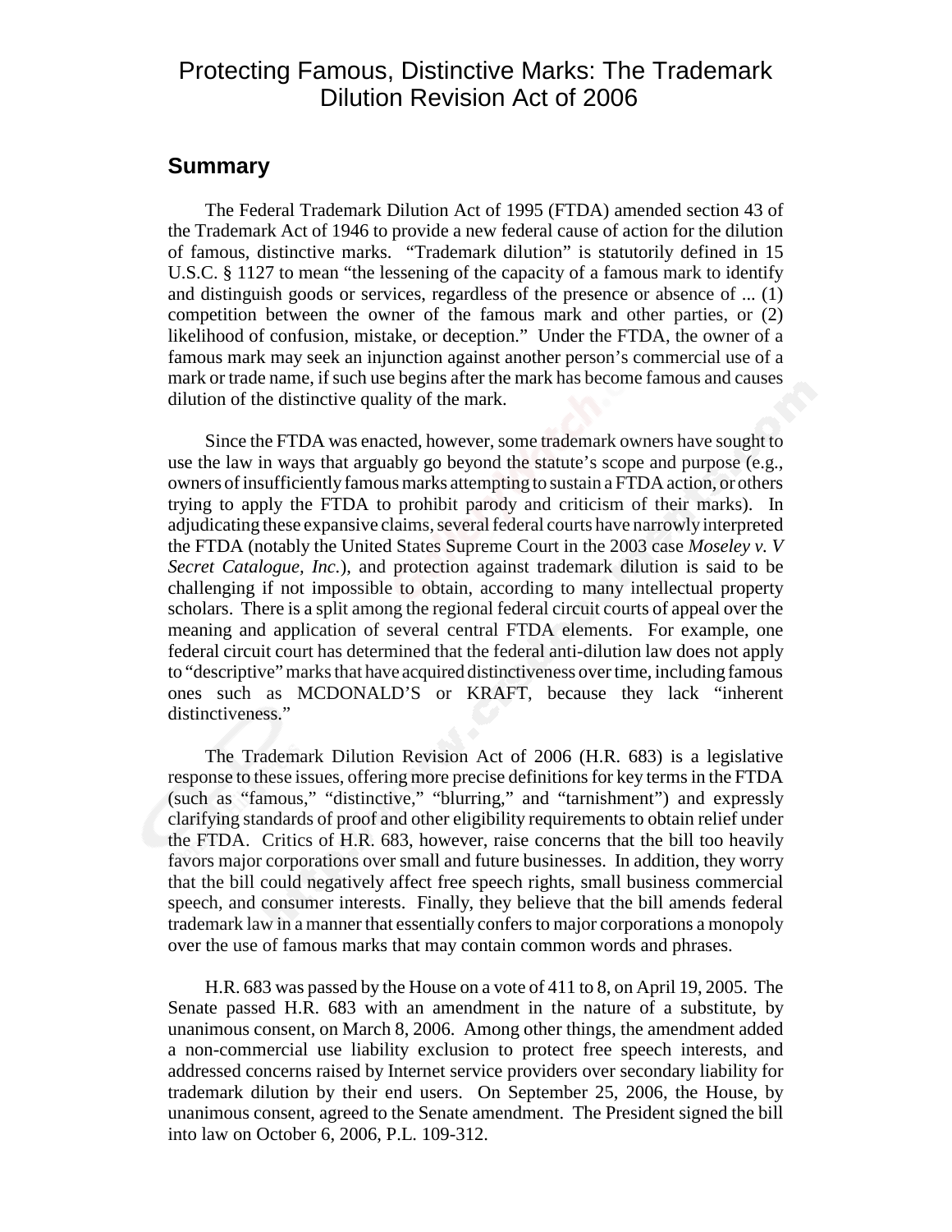# Protecting Famous, Distinctive Marks: The Trademark Dilution Revision Act of 2006

## Summary

The Federal Trademark Dilution Act of 1995 (FTDA) amended section 43 of the Trademark Act of 1946 to provide a new federal cause of action for the dilution of famous, distinctive marks. "Trademark dilution" is statutorily defined in 15 U.S.C. § 1127 to mean "the lessening of the capacity of a famous mark to identify and distinguish goods or services, regardless of the presence or absence of ... (1) competition between the owner of the famous mark and other parties, or (2) likelihood of confusion, mistake, or deception." Under the FTDA, the owner of a famous mark may seek an injunction against another person's commercial use of a mark or trade name, if such use begins after the mark has become famous and causes dilution of the distinctive quality of the mark.

Since the FTDA was enacted, however, some trademark owners have sought to use the law in ways that arguably go beyond the statute's scope and purpose (e.g., owners of insufficiently famous marks attempting to sustain a FTDA action, or others trying to apply the FTDA to prohibit parody and criticism of their marks). In adjudicating these expansive claims, several federal courts have narrowly interpreted the FTDA (notably the United States Supreme Court in the 2003 case *Moseley v. V Secret Catalogue, Inc.*), and protection against trademark dilution is said to be challenging if not impossible to obtain, according to many intellectual property scholars. There is a split among the regional federal circuit courts of appeal over the meaning and application of several central FTDA elements. For example, one federal circuit court has determined that the federal anti-dilution law does not apply to "descriptive" marks that have acquired distinctiveness over time, including famous ones such as MCDONALD'S or KRAFT, because they lack "inherent distinctiveness."

The Trademark Dilution Revision Act of 2006 (H.R. 683) is a legislative response to these issues, offering more precise definitions for key terms in the FTDA (such as "famous," "distinctive," "blurring," and "tarnishment") and expressly clarifying standards of proof and other eligibility requirements to obtain relief under the FTDA. Critics of H.R. 683, however, raise concerns that the bill too heavily favors major corporations over small and future businesses. In addition, they worry that the bill could negatively affect free speech rights, small business commercial speech, and consumer interests. Finally, they believe that the bill amends federal trademark law in a manner that essentially confers to major corporations a monopoly over the use of famous marks that may contain common words and phrases.

H.R. 683 was passed by the House on a vote of 411 to 8, on April 19, 2005. The Senate passed H.R. 683 with an amendment in the nature of a substitute, by unanimous consent, on March 8, 2006. Among other things, the amendment added a non-commercial use liability exclusion to protect free speech interests, and addressed concerns raised by Internet service providers over secondary liability for trademark dilution by their end users. On September 25, 2006, the House, by unanimous consent, agreed to the Senate amendment. The President signed the bill into law on October 6, 2006, P.L. 109-312.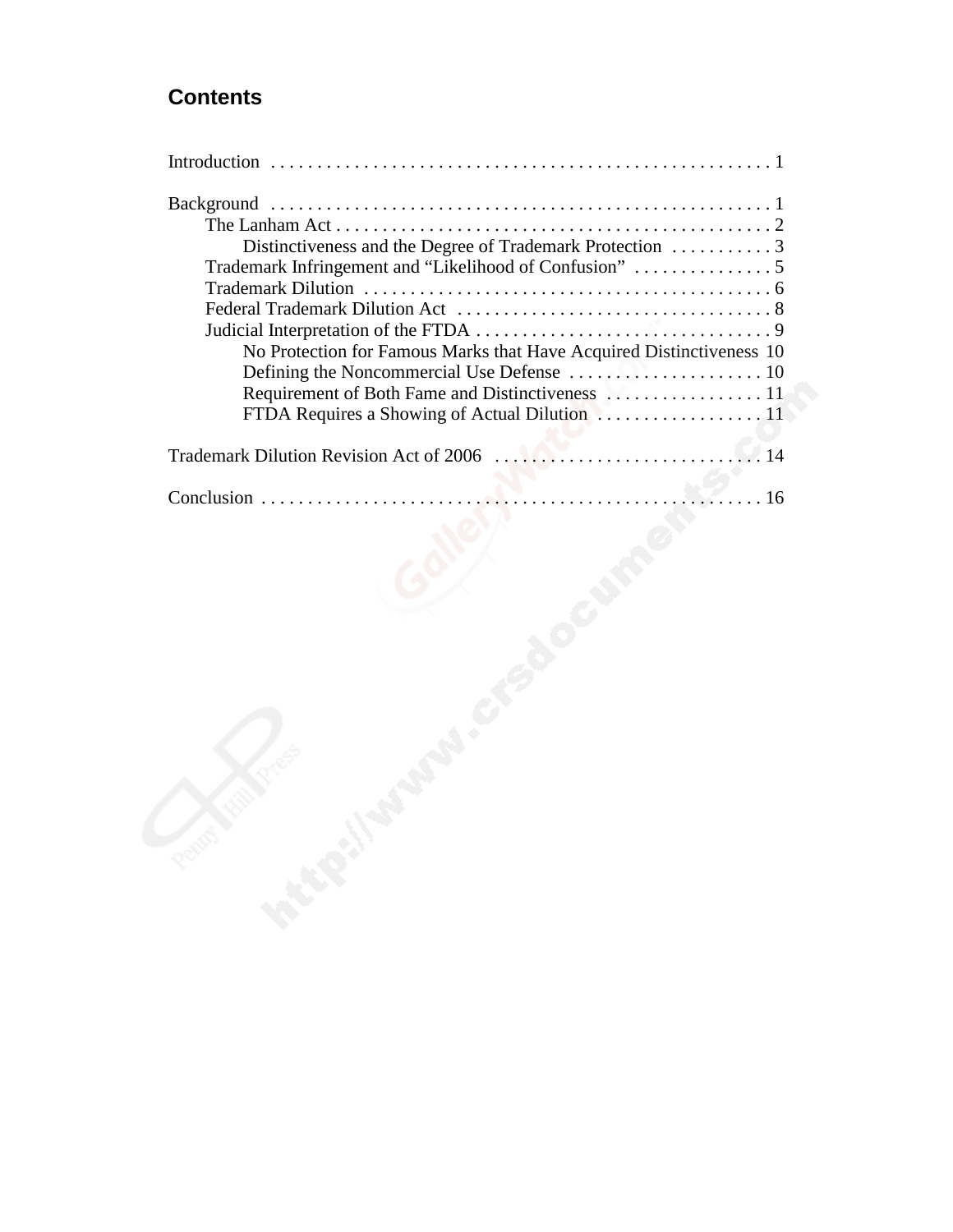## Contents

Introduction . . . . . . . . . . . . . . . . . . . . . . . . . . . . . . . . . . . . . . . . . . . . . . . . . . . . . 1

Background . . . . . . . . . . . . . . . . . . . . . . . . . . . . . . . . . . . . . . . . . . . . . . . . . . . . . 1
- The Lanham Act . . . . . . . . . . . . . . . . . . . . . . . . . . . . . . . . . . . . . . . . . . . . . . . 2
  - Distinctiveness and the Degree of Trademark Protection . . . . . . . . . . . 3
- Trademark Infringement and "Likelihood of Confusion" . . . . . . . . . . . . . . . 5
- Trademark Dilution . . . . . . . . . . . . . . . . . . . . . . . . . . . . . . . . . . . . . . . . . . . . 6
- Federal Trademark Dilution Act . . . . . . . . . . . . . . . . . . . . . . . . . . . . . . . . . . 8
- Judicial Interpretation of the FTDA . . . . . . . . . . . . . . . . . . . . . . . . . . . . . . . . 9
  - No Protection for Famous Marks that Have Acquired Distinctiveness 10
  - Defining the Noncommercial Use Defense . . . . . . . . . . . . . . . . . . . . . 10
  - Requirement of Both Fame and Distinctiveness . . . . . . . . . . . . . . . . . 11
  - FTDA Requires a Showing of Actual Dilution . . . . . . . . . . . . . . . . . . 11

Trademark Dilution Revision Act of 2006 . . . . . . . . . . . . . . . . . . . . . . . . . . . . . 14

Conclusion . . . . . . . . . . . . . . . . . . . . . . . . . . . . . . . . . . . . . . . . . . . . . . . . . . . . . 16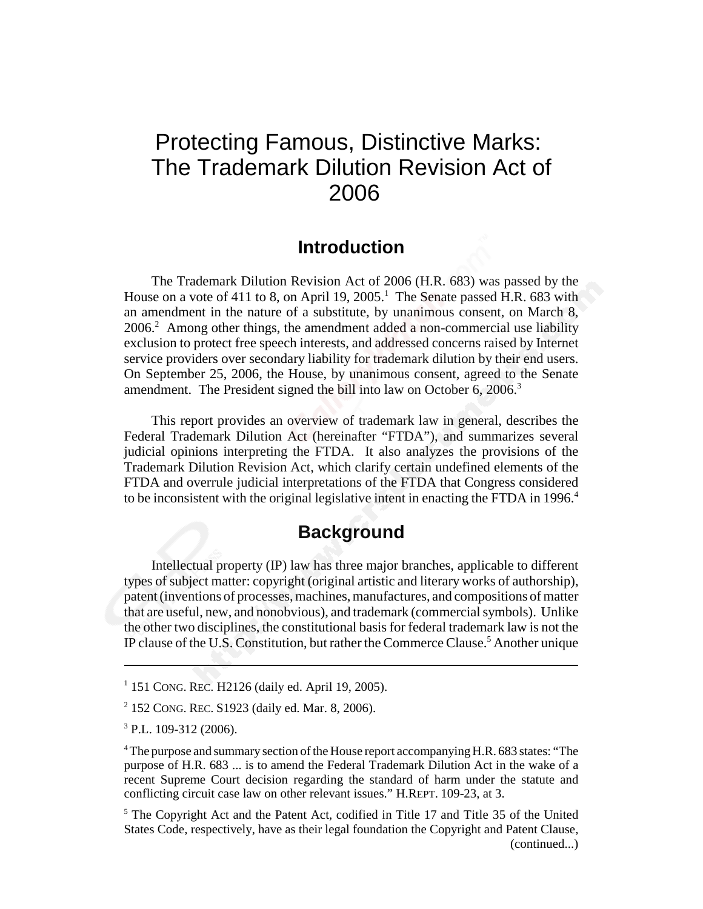# Protecting Famous, Distinctive Marks: The Trademark Dilution Revision Act of 2006

## Introduction

The Trademark Dilution Revision Act of 2006 (H.R. 683) was passed by the House on a vote of 411 to 8, on April 19, 2005.[1] The Senate passed H.R. 683 with an amendment in the nature of a substitute, by unanimous consent, on March 8, 2006.[2] Among other things, the amendment added a non-commercial use liability exclusion to protect free speech interests, and addressed concerns raised by Internet service providers over secondary liability for trademark dilution by their end users. On September 25, 2006, the House, by unanimous consent, agreed to the Senate amendment. The President signed the bill into law on October 6, 2006.[3]

This report provides an overview of trademark law in general, describes the Federal Trademark Dilution Act (hereinafter "FTDA"), and summarizes several judicial opinions interpreting the FTDA. It also analyzes the provisions of the Trademark Dilution Revision Act, which clarify certain undefined elements of the FTDA and overrule judicial interpretations of the FTDA that Congress considered to be inconsistent with the original legislative intent in enacting the FTDA in 1996.[4]

## Background

Intellectual property (IP) law has three major branches, applicable to different types of subject matter: copyright (original artistic and literary works of authorship), patent (inventions of processes, machines, manufactures, and compositions of matter that are useful, new, and nonobvious), and trademark (commercial symbols). Unlike the other two disciplines, the constitutional basis for federal trademark law is not the IP clause of the U.S. Constitution, but rather the Commerce Clause.[5] Another unique

---

[1] 151 CONG. REC. H2126 (daily ed. April 19, 2005).

[2] 152 CONG. REC. S1923 (daily ed. Mar. 8, 2006).

[3] P.L. 109-312 (2006).

[4] The purpose and summary section of the House report accompanying H.R. 683 states: "The purpose of H.R. 683 ... is to amend the Federal Trademark Dilution Act in the wake of a recent Supreme Court decision regarding the standard of harm under the statute and conflicting circuit case law on other relevant issues." H.REPT. 109-23, at 3.

[5] The Copyright Act and the Patent Act, codified in Title 17 and Title 35 of the United States Code, respectively, have as their legal foundation the Copyright and Patent Clause, (continued...)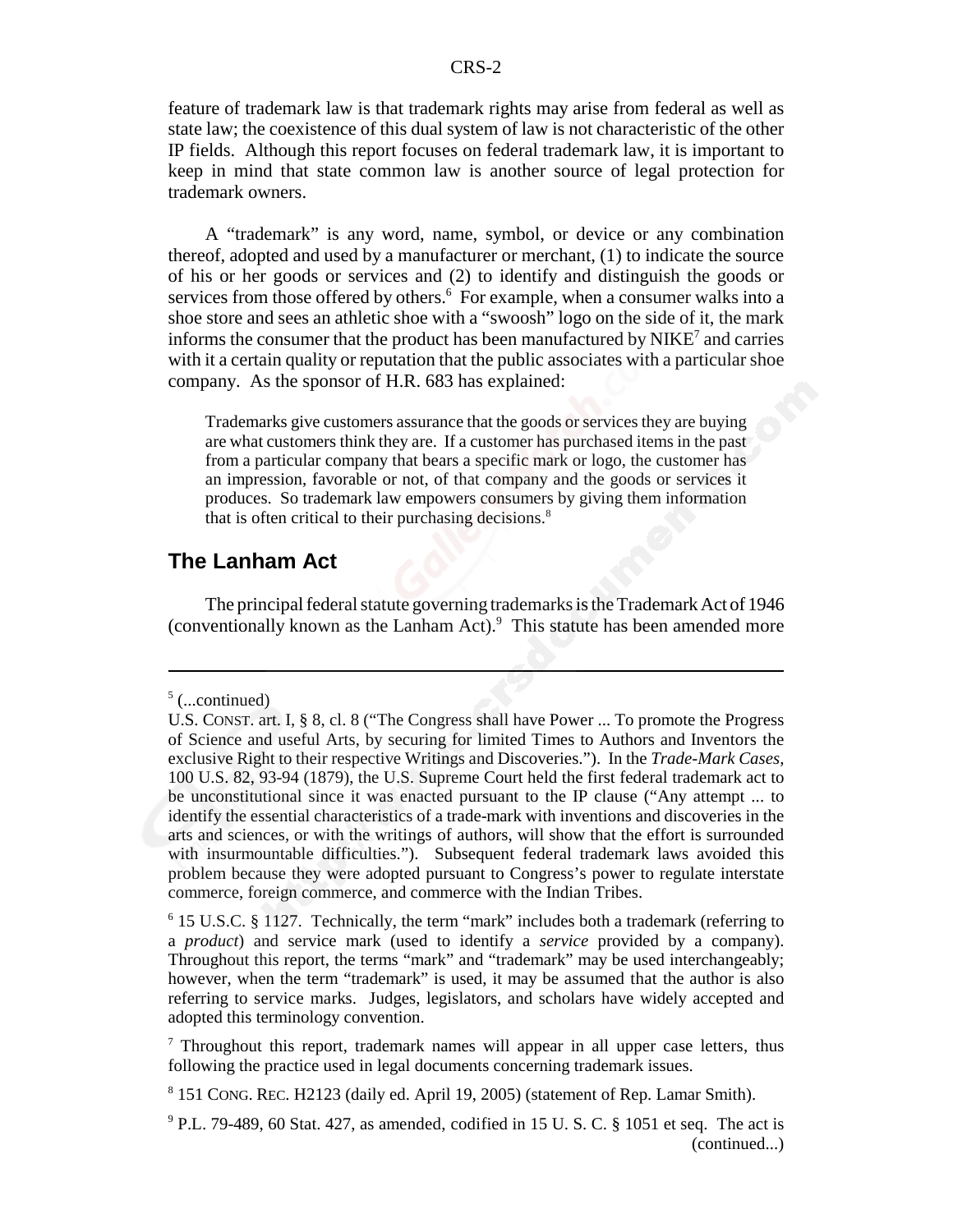feature of trademark law is that trademark rights may arise from federal as well as state law; the coexistence of this dual system of law is not characteristic of the other IP fields. Although this report focuses on federal trademark law, it is important to keep in mind that state common law is another source of legal protection for trademark owners.

A "trademark" is any word, name, symbol, or device or any combination thereof, adopted and used by a manufacturer or merchant, (1) to indicate the source of his or her goods or services and (2) to identify and distinguish the goods or services from those offered by others.[6] For example, when a consumer walks into a shoe store and sees an athletic shoe with a "swoosh" logo on the side of it, the mark informs the consumer that the product has been manufactured by NIKE[7] and carries with it a certain quality or reputation that the public associates with a particular shoe company. As the sponsor of H.R. 683 has explained:

> Trademarks give customers assurance that the goods or services they are buying are what customers think they are. If a customer has purchased items in the past from a particular company that bears a specific mark or logo, the customer has an impression, favorable or not, of that company and the goods or services it produces. So trademark law empowers consumers by giving them information that is often critical to their purchasing decisions.[8]

## The Lanham Act

The principal federal statute governing trademarks is the Trademark Act of 1946 (conventionally known as the Lanham Act).[9] This statute has been amended more

---

[5] (...continued)
U.S. CONST. art. I, § 8, cl. 8 ("The Congress shall have Power ... To promote the Progress of Science and useful Arts, by securing for limited Times to Authors and Inventors the exclusive Right to their respective Writings and Discoveries."). In the *Trade-Mark Cases*, 100 U.S. 82, 93-94 (1879), the U.S. Supreme Court held the first federal trademark act to be unconstitutional since it was enacted pursuant to the IP clause ("Any attempt ... to identify the essential characteristics of a trade-mark with inventions and discoveries in the arts and sciences, or with the writings of authors, will show that the effort is surrounded with insurmountable difficulties."). Subsequent federal trademark laws avoided this problem because they were adopted pursuant to Congress's power to regulate interstate commerce, foreign commerce, and commerce with the Indian Tribes.

[6] 15 U.S.C. § 1127. Technically, the term "mark" includes both a trademark (referring to a *product*) and service mark (used to identify a *service* provided by a company). Throughout this report, the terms "mark" and "trademark" may be used interchangeably; however, when the term "trademark" is used, it may be assumed that the author is also referring to service marks. Judges, legislators, and scholars have widely accepted and adopted this terminology convention.

[7] Throughout this report, trademark names will appear in all upper case letters, thus following the practice used in legal documents concerning trademark issues.

[8] 151 CONG. REC. H2123 (daily ed. April 19, 2005) (statement of Rep. Lamar Smith).

[9] P.L. 79-489, 60 Stat. 427, as amended, codified in 15 U. S. C. § 1051 et seq. The act is (continued...)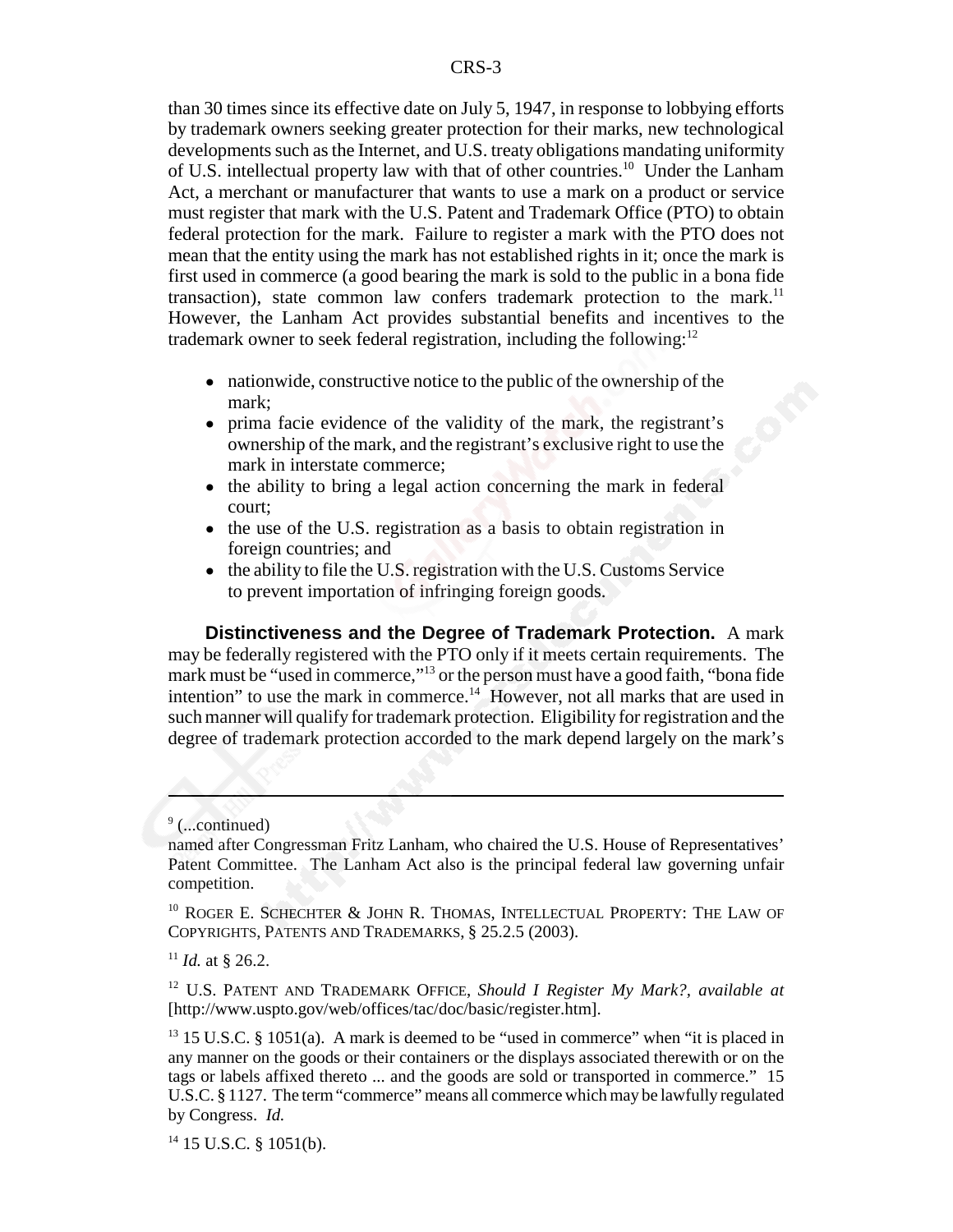than 30 times since its effective date on July 5, 1947, in response to lobbying efforts by trademark owners seeking greater protection for their marks, new technological developments such as the Internet, and U.S. treaty obligations mandating uniformity of U.S. intellectual property law with that of other countries.[10] Under the Lanham Act, a merchant or manufacturer that wants to use a mark on a product or service must register that mark with the U.S. Patent and Trademark Office (PTO) to obtain federal protection for the mark. Failure to register a mark with the PTO does not mean that the entity using the mark has not established rights in it; once the mark is first used in commerce (a good bearing the mark is sold to the public in a bona fide transaction), state common law confers trademark protection to the mark.[11] However, the Lanham Act provides substantial benefits and incentives to the trademark owner to seek federal registration, including the following:[12]

- nationwide, constructive notice to the public of the ownership of the mark;
- prima facie evidence of the validity of the mark, the registrant's ownership of the mark, and the registrant's exclusive right to use the mark in interstate commerce;
- the ability to bring a legal action concerning the mark in federal court;
- the use of the U.S. registration as a basis to obtain registration in foreign countries; and
- the ability to file the U.S. registration with the U.S. Customs Service to prevent importation of infringing foreign goods.

**Distinctiveness and the Degree of Trademark Protection.** A mark may be federally registered with the PTO only if it meets certain requirements. The mark must be "used in commerce,"[13] or the person must have a good faith, "bona fide intention" to use the mark in commerce.[14] However, not all marks that are used in such manner will qualify for trademark protection. Eligibility for registration and the degree of trademark protection accorded to the mark depend largely on the mark's

---

[9] (...continued)
named after Congressman Fritz Lanham, who chaired the U.S. House of Representatives' Patent Committee. The Lanham Act also is the principal federal law governing unfair competition.

[10] ROGER E. SCHECHTER & JOHN R. THOMAS, INTELLECTUAL PROPERTY: THE LAW OF COPYRIGHTS, PATENTS AND TRADEMARKS, § 25.2.5 (2003).

[11] *Id.* at § 26.2.

[12] U.S. PATENT AND TRADEMARK OFFICE, *Should I Register My Mark?*, *available at* [http://www.uspto.gov/web/offices/tac/doc/basic/register.htm].

[13] 15 U.S.C. § 1051(a). A mark is deemed to be "used in commerce" when "it is placed in any manner on the goods or their containers or the displays associated therewith or on the tags or labels affixed thereto ... and the goods are sold or transported in commerce." 15 U.S.C. § 1127. The term "commerce" means all commerce which may be lawfully regulated by Congress. *Id.*

[14] 15 U.S.C. § 1051(b).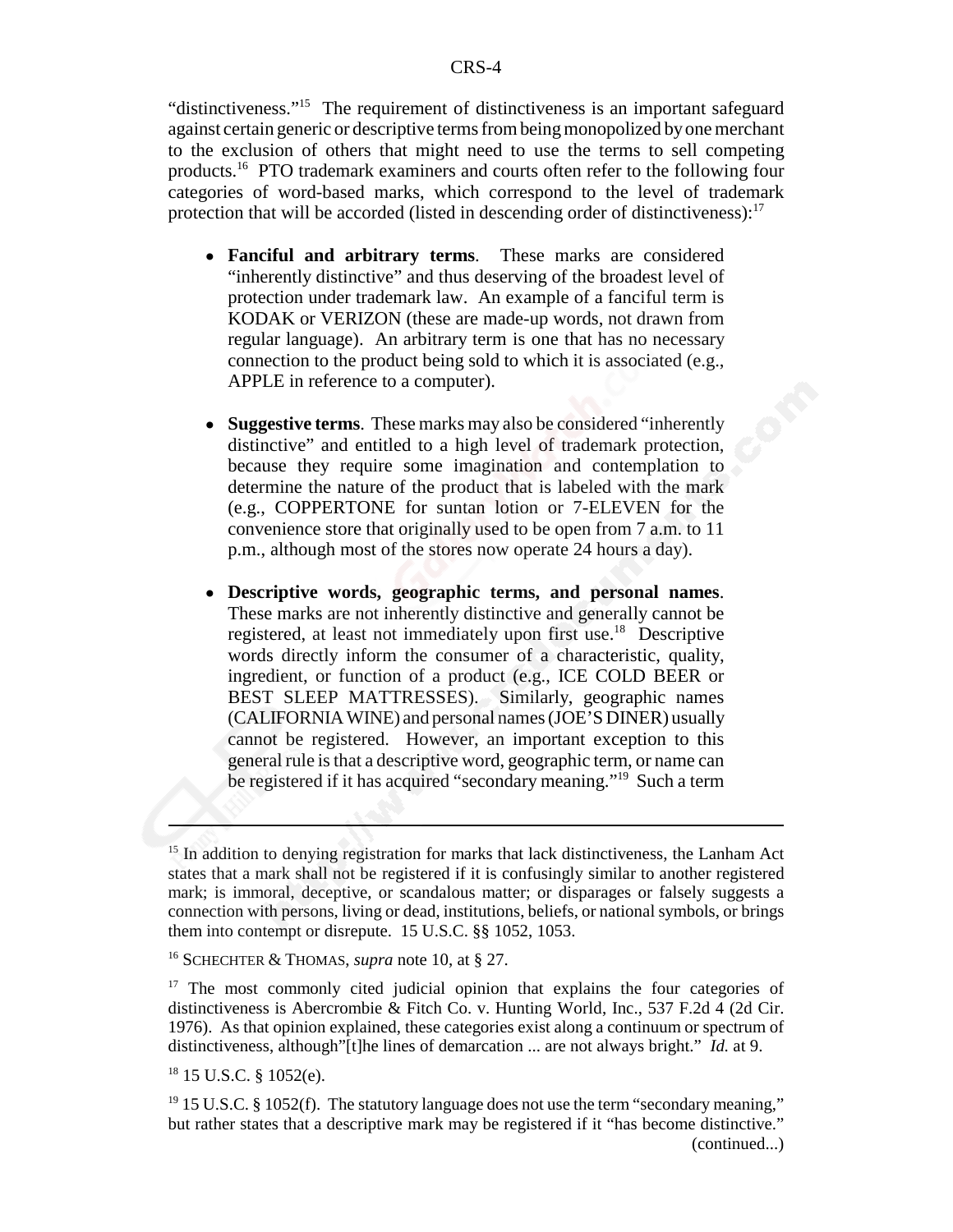"distinctiveness."[15] The requirement of distinctiveness is an important safeguard against certain generic or descriptive terms from being monopolized by one merchant to the exclusion of others that might need to use the terms to sell competing products.[16] PTO trademark examiners and courts often refer to the following four categories of word-based marks, which correspond to the level of trademark protection that will be accorded (listed in descending order of distinctiveness):[17]

- **Fanciful and arbitrary terms**. These marks are considered "inherently distinctive" and thus deserving of the broadest level of protection under trademark law. An example of a fanciful term is KODAK or VERIZON (these are made-up words, not drawn from regular language). An arbitrary term is one that has no necessary connection to the product being sold to which it is associated (e.g., APPLE in reference to a computer).

- **Suggestive terms**. These marks may also be considered "inherently distinctive" and entitled to a high level of trademark protection, because they require some imagination and contemplation to determine the nature of the product that is labeled with the mark (e.g., COPPERTONE for suntan lotion or 7-ELEVEN for the convenience store that originally used to be open from 7 a.m. to 11 p.m., although most of the stores now operate 24 hours a day).

- **Descriptive words, geographic terms, and personal names**. These marks are not inherently distinctive and generally cannot be registered, at least not immediately upon first use.[18] Descriptive words directly inform the consumer of a characteristic, quality, ingredient, or function of a product (e.g., ICE COLD BEER or BEST SLEEP MATTRESSES). Similarly, geographic names (CALIFORNIA WINE) and personal names (JOE'S DINER) usually cannot be registered. However, an important exception to this general rule is that a descriptive word, geographic term, or name can be registered if it has acquired "secondary meaning."[19] Such a term

---

[15] In addition to denying registration for marks that lack distinctiveness, the Lanham Act states that a mark shall not be registered if it is confusingly similar to another registered mark; is immoral, deceptive, or scandalous matter; or disparages or falsely suggests a connection with persons, living or dead, institutions, beliefs, or national symbols, or brings them into contempt or disrepute. 15 U.S.C. §§ 1052, 1053.

[16] SCHECHTER & THOMAS, *supra* note 10, at § 27.

[17] The most commonly cited judicial opinion that explains the four categories of distinctiveness is Abercrombie & Fitch Co. v. Hunting World, Inc., 537 F.2d 4 (2d Cir. 1976). As that opinion explained, these categories exist along a continuum or spectrum of distinctiveness, although"[t]he lines of demarcation ... are not always bright." *Id.* at 9.

[18] 15 U.S.C. § 1052(e).

[19] 15 U.S.C. § 1052(f). The statutory language does not use the term "secondary meaning," but rather states that a descriptive mark may be registered if it "has become distinctive."

(continued...)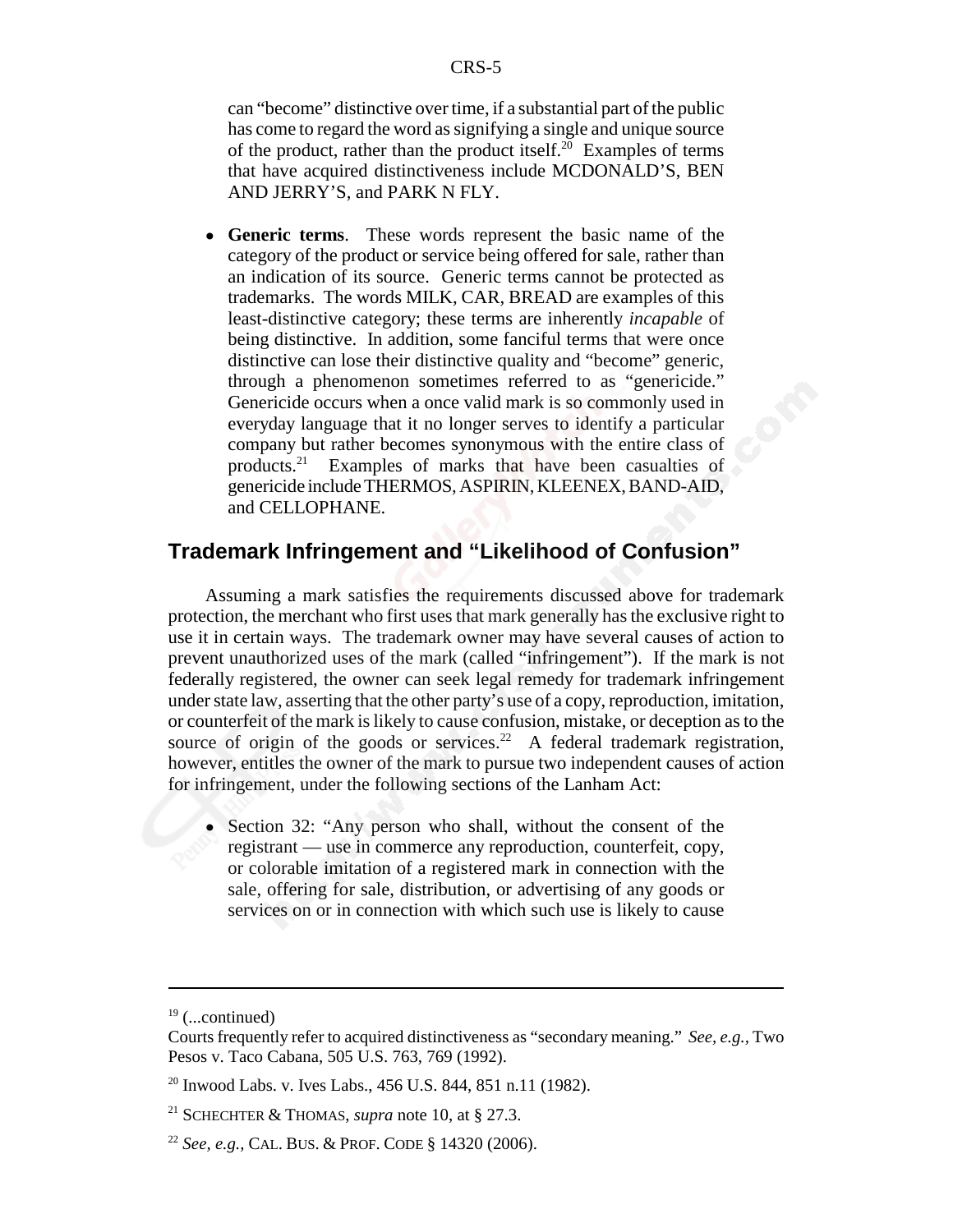can "become" distinctive over time, if a substantial part of the public has come to regard the word as signifying a single and unique source of the product, rather than the product itself.[20] Examples of terms that have acquired distinctiveness include MCDONALD'S, BEN AND JERRY'S, and PARK N FLY.

- **Generic terms**. These words represent the basic name of the category of the product or service being offered for sale, rather than an indication of its source. Generic terms cannot be protected as trademarks. The words MILK, CAR, BREAD are examples of this least-distinctive category; these terms are inherently *incapable* of being distinctive. In addition, some fanciful terms that were once distinctive can lose their distinctive quality and "become" generic, through a phenomenon sometimes referred to as "genericide." Genericide occurs when a once valid mark is so commonly used in everyday language that it no longer serves to identify a particular company but rather becomes synonymous with the entire class of products.[21] Examples of marks that have been casualties of genericide include THERMOS, ASPIRIN, KLEENEX, BAND-AID, and CELLOPHANE.

## Trademark Infringement and "Likelihood of Confusion"

Assuming a mark satisfies the requirements discussed above for trademark protection, the merchant who first uses that mark generally has the exclusive right to use it in certain ways. The trademark owner may have several causes of action to prevent unauthorized uses of the mark (called "infringement"). If the mark is not federally registered, the owner can seek legal remedy for trademark infringement under state law, asserting that the other party's use of a copy, reproduction, imitation, or counterfeit of the mark is likely to cause confusion, mistake, or deception as to the source of origin of the goods or services.[22] A federal trademark registration, however, entitles the owner of the mark to pursue two independent causes of action for infringement, under the following sections of the Lanham Act:

- Section 32: "Any person who shall, without the consent of the registrant — use in commerce any reproduction, counterfeit, copy, or colorable imitation of a registered mark in connection with the sale, offering for sale, distribution, or advertising of any goods or services on or in connection with which such use is likely to cause

---

[19] (...continued)
Courts frequently refer to acquired distinctiveness as "secondary meaning." *See, e.g.*, Two Pesos v. Taco Cabana, 505 U.S. 763, 769 (1992).

[20] Inwood Labs. v. Ives Labs., 456 U.S. 844, 851 n.11 (1982).

[21] SCHECHTER & THOMAS, *supra* note 10, at § 27.3.

[22] *See, e.g.*, CAL. BUS. & PROF. CODE § 14320 (2006).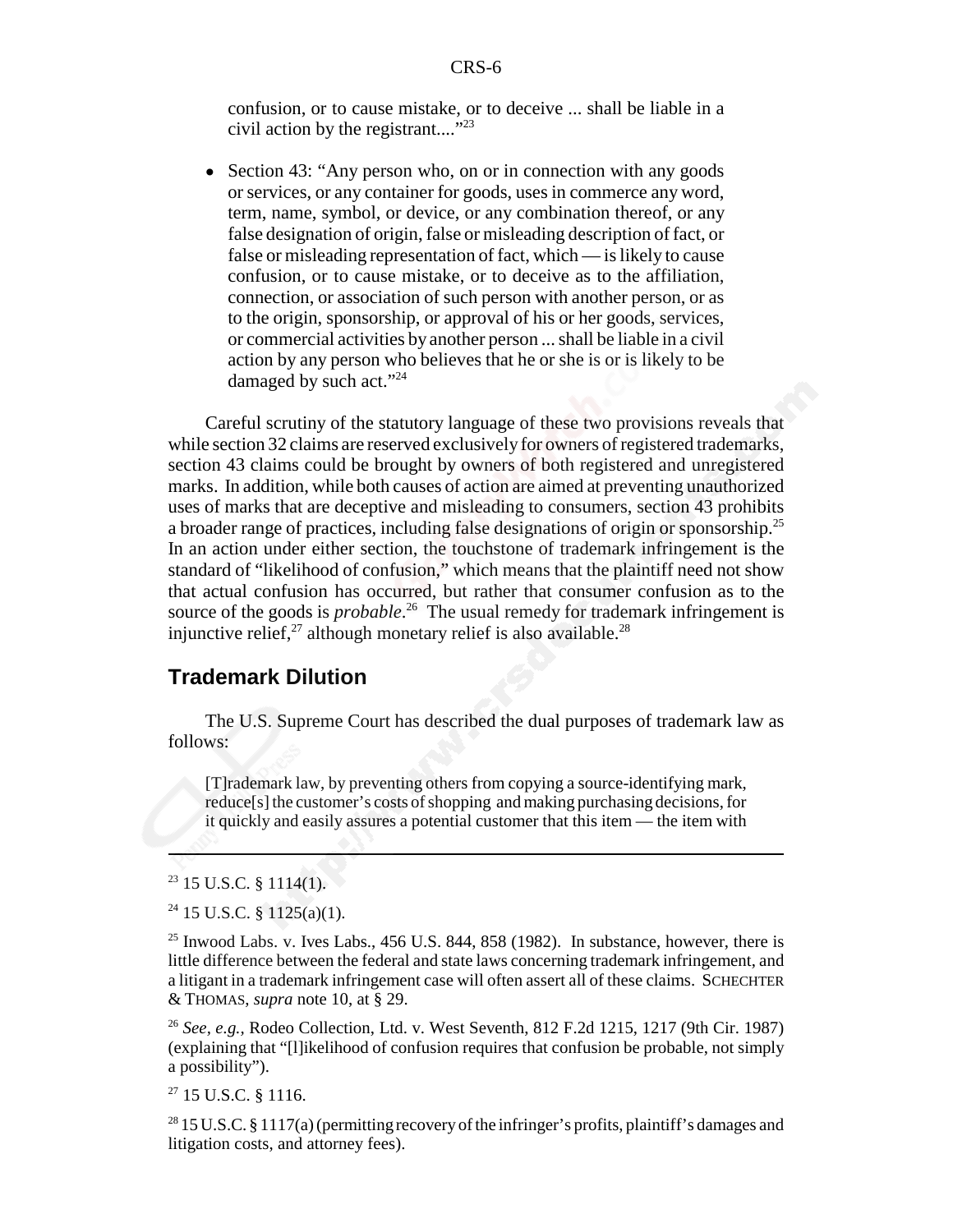confusion, or to cause mistake, or to deceive ... shall be liable in a civil action by the registrant...."[23]

- Section 43: "Any person who, on or in connection with any goods or services, or any container for goods, uses in commerce any word, term, name, symbol, or device, or any combination thereof, or any false designation of origin, false or misleading description of fact, or false or misleading representation of fact, which — is likely to cause confusion, or to cause mistake, or to deceive as to the affiliation, connection, or association of such person with another person, or as to the origin, sponsorship, or approval of his or her goods, services, or commercial activities by another person ... shall be liable in a civil action by any person who believes that he or she is or is likely to be damaged by such act."[24]

Careful scrutiny of the statutory language of these two provisions reveals that while section 32 claims are reserved exclusively for owners of registered trademarks, section 43 claims could be brought by owners of both registered and unregistered marks. In addition, while both causes of action are aimed at preventing unauthorized uses of marks that are deceptive and misleading to consumers, section 43 prohibits a broader range of practices, including false designations of origin or sponsorship.[25] In an action under either section, the touchstone of trademark infringement is the standard of "likelihood of confusion," which means that the plaintiff need not show that actual confusion has occurred, but rather that consumer confusion as to the source of the goods is *probable*.[26] The usual remedy for trademark infringement is injunctive relief,[27] although monetary relief is also available.[28]

## Trademark Dilution

The U.S. Supreme Court has described the dual purposes of trademark law as follows:

> [T]rademark law, by preventing others from copying a source-identifying mark, reduce[s] the customer's costs of shopping and making purchasing decisions, for it quickly and easily assures a potential customer that this item — the item with

---

[23] 15 U.S.C. § 1114(1).

[24] 15 U.S.C. § 1125(a)(1).

[25] Inwood Labs. v. Ives Labs., 456 U.S. 844, 858 (1982). In substance, however, there is little difference between the federal and state laws concerning trademark infringement, and a litigant in a trademark infringement case will often assert all of these claims. SCHECHTER & THOMAS, *supra* note 10, at § 29.

[26] *See, e.g.,* Rodeo Collection, Ltd. v. West Seventh, 812 F.2d 1215, 1217 (9th Cir. 1987) (explaining that "[l]ikelihood of confusion requires that confusion be probable, not simply a possibility").

[27] 15 U.S.C. § 1116.

[28] 15 U.S.C. § 1117(a) (permitting recovery of the infringer's profits, plaintiff's damages and litigation costs, and attorney fees).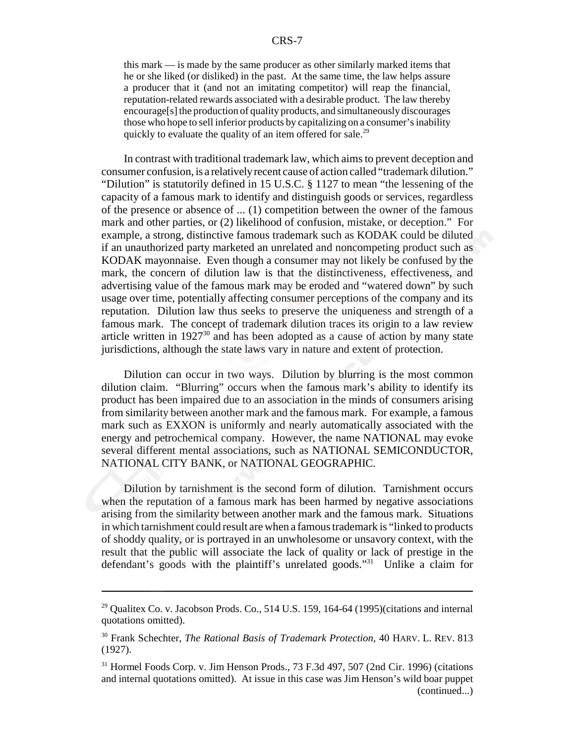this mark — is made by the same producer as other similarly marked items that he or she liked (or disliked) in the past. At the same time, the law helps assure a producer that it (and not an imitating competitor) will reap the financial, reputation-related rewards associated with a desirable product. The law thereby encourage[s] the production of quality products, and simultaneously discourages those who hope to sell inferior products by capitalizing on a consumer's inability quickly to evaluate the quality of an item offered for sale.[29]

In contrast with traditional trademark law, which aims to prevent deception and consumer confusion, is a relatively recent cause of action called "trademark dilution." "Dilution" is statutorily defined in 15 U.S.C. § 1127 to mean "the lessening of the capacity of a famous mark to identify and distinguish goods or services, regardless of the presence or absence of ... (1) competition between the owner of the famous mark and other parties, or (2) likelihood of confusion, mistake, or deception." For example, a strong, distinctive famous trademark such as KODAK could be diluted if an unauthorized party marketed an unrelated and noncompeting product such as KODAK mayonnaise. Even though a consumer may not likely be confused by the mark, the concern of dilution law is that the distinctiveness, effectiveness, and advertising value of the famous mark may be eroded and "watered down" by such usage over time, potentially affecting consumer perceptions of the company and its reputation. Dilution law thus seeks to preserve the uniqueness and strength of a famous mark. The concept of trademark dilution traces its origin to a law review article written in 1927[30] and has been adopted as a cause of action by many state jurisdictions, although the state laws vary in nature and extent of protection.

Dilution can occur in two ways. Dilution by blurring is the most common dilution claim. "Blurring" occurs when the famous mark's ability to identify its product has been impaired due to an association in the minds of consumers arising from similarity between another mark and the famous mark. For example, a famous mark such as EXXON is uniformly and nearly automatically associated with the energy and petrochemical company. However, the name NATIONAL may evoke several different mental associations, such as NATIONAL SEMICONDUCTOR, NATIONAL CITY BANK, or NATIONAL GEOGRAPHIC.

Dilution by tarnishment is the second form of dilution. Tarnishment occurs when the reputation of a famous mark has been harmed by negative associations arising from the similarity between another mark and the famous mark. Situations in which tarnishment could result are when a famous trademark is "linked to products of shoddy quality, or is portrayed in an unwholesome or unsavory context, with the result that the public will associate the lack of quality or lack of prestige in the defendant's goods with the plaintiff's unrelated goods."[31] Unlike a claim for

---

[29] Qualitex Co. v. Jacobson Prods. Co., 514 U.S. 159, 164-64 (1995)(citations and internal quotations omitted).

[30] Frank Schechter, *The Rational Basis of Trademark Protection*, 40 HARV. L. REV. 813 (1927).

[31] Hormel Foods Corp. v. Jim Henson Prods., 73 F.3d 497, 507 (2nd Cir. 1996) (citations and internal quotations omitted). At issue in this case was Jim Henson's wild boar puppet (continued...)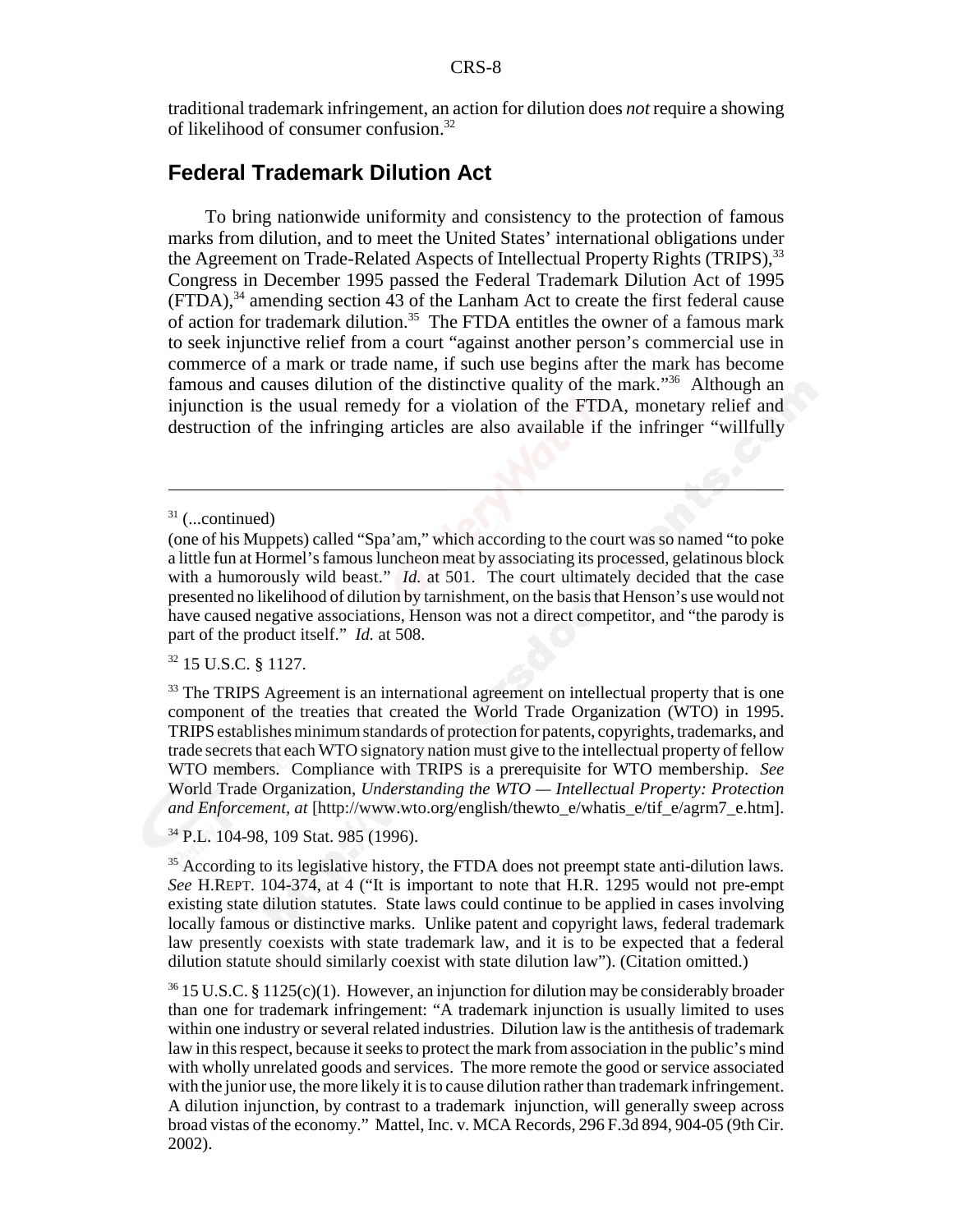traditional trademark infringement, an action for dilution does *not* require a showing of likelihood of consumer confusion.[32]

## Federal Trademark Dilution Act

To bring nationwide uniformity and consistency to the protection of famous marks from dilution, and to meet the United States' international obligations under the Agreement on Trade-Related Aspects of Intellectual Property Rights (TRIPS),[33] Congress in December 1995 passed the Federal Trademark Dilution Act of 1995 (FTDA),[34] amending section 43 of the Lanham Act to create the first federal cause of action for trademark dilution.[35] The FTDA entitles the owner of a famous mark to seek injunctive relief from a court "against another person's commercial use in commerce of a mark or trade name, if such use begins after the mark has become famous and causes dilution of the distinctive quality of the mark."[36] Although an injunction is the usual remedy for a violation of the FTDA, monetary relief and destruction of the infringing articles are also available if the infringer "willfully

---

[31] (...continued)

(one of his Muppets) called "Spa'am," which according to the court was so named "to poke a little fun at Hormel's famous luncheon meat by associating its processed, gelatinous block with a humorously wild beast." *Id.* at 501. The court ultimately decided that the case presented no likelihood of dilution by tarnishment, on the basis that Henson's use would not have caused negative associations, Henson was not a direct competitor, and "the parody is part of the product itself." *Id.* at 508.

[32] 15 U.S.C. § 1127.

[33] The TRIPS Agreement is an international agreement on intellectual property that is one component of the treaties that created the World Trade Organization (WTO) in 1995. TRIPS establishes minimum standards of protection for patents, copyrights, trademarks, and trade secrets that each WTO signatory nation must give to the intellectual property of fellow WTO members. Compliance with TRIPS is a prerequisite for WTO membership. *See* World Trade Organization, *Understanding the WTO — Intellectual Property: Protection and Enforcement, at* [http://www.wto.org/english/thewto_e/whatis_e/tif_e/agrm7_e.htm].

[34] P.L. 104-98, 109 Stat. 985 (1996).

[35] According to its legislative history, the FTDA does not preempt state anti-dilution laws. *See* H.REPT. 104-374, at 4 ("It is important to note that H.R. 1295 would not pre-empt existing state dilution statutes. State laws could continue to be applied in cases involving locally famous or distinctive marks. Unlike patent and copyright laws, federal trademark law presently coexists with state trademark law, and it is to be expected that a federal dilution statute should similarly coexist with state dilution law"). (Citation omitted.)

[36] 15 U.S.C. § 1125(c)(1). However, an injunction for dilution may be considerably broader than one for trademark infringement: "A trademark injunction is usually limited to uses within one industry or several related industries. Dilution law is the antithesis of trademark law in this respect, because it seeks to protect the mark from association in the public's mind with wholly unrelated goods and services. The more remote the good or service associated with the junior use, the more likely it is to cause dilution rather than trademark infringement. A dilution injunction, by contrast to a trademark injunction, will generally sweep across broad vistas of the economy." Mattel, Inc. v. MCA Records, 296 F.3d 894, 904-05 (9th Cir. 2002).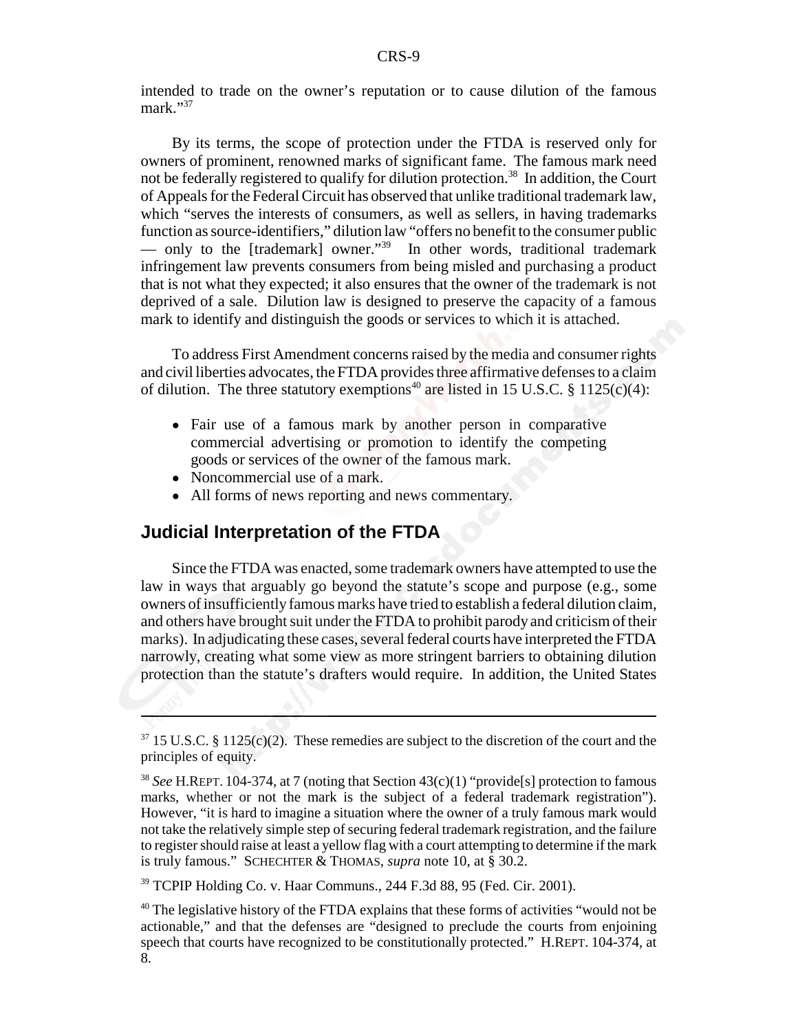intended to trade on the owner's reputation or to cause dilution of the famous mark."[37]

By its terms, the scope of protection under the FTDA is reserved only for owners of prominent, renowned marks of significant fame. The famous mark need not be federally registered to qualify for dilution protection.[38] In addition, the Court of Appeals for the Federal Circuit has observed that unlike traditional trademark law, which "serves the interests of consumers, as well as sellers, in having trademarks function as source-identifiers," dilution law "offers no benefit to the consumer public — only to the [trademark] owner."[39] In other words, traditional trademark infringement law prevents consumers from being misled and purchasing a product that is not what they expected; it also ensures that the owner of the trademark is not deprived of a sale. Dilution law is designed to preserve the capacity of a famous mark to identify and distinguish the goods or services to which it is attached.

To address First Amendment concerns raised by the media and consumer rights and civil liberties advocates, the FTDA provides three affirmative defenses to a claim of dilution. The three statutory exemptions[40] are listed in 15 U.S.C. § 1125(c)(4):

- Fair use of a famous mark by another person in comparative commercial advertising or promotion to identify the competing goods or services of the owner of the famous mark.
- Noncommercial use of a mark.
- All forms of news reporting and news commentary.

## Judicial Interpretation of the FTDA

Since the FTDA was enacted, some trademark owners have attempted to use the law in ways that arguably go beyond the statute's scope and purpose (e.g., some owners of insufficiently famous marks have tried to establish a federal dilution claim, and others have brought suit under the FTDA to prohibit parody and criticism of their marks). In adjudicating these cases, several federal courts have interpreted the FTDA narrowly, creating what some view as more stringent barriers to obtaining dilution protection than the statute's drafters would require. In addition, the United States

---

[37] 15 U.S.C. § 1125(c)(2). These remedies are subject to the discretion of the court and the principles of equity.

[38] *See* H.REPT. 104-374, at 7 (noting that Section 43(c)(1) "provide[s] protection to famous marks, whether or not the mark is the subject of a federal trademark registration"). However, "it is hard to imagine a situation where the owner of a truly famous mark would not take the relatively simple step of securing federal trademark registration, and the failure to register should raise at least a yellow flag with a court attempting to determine if the mark is truly famous." SCHECHTER & THOMAS, *supra* note 10, at § 30.2.

[39] TCPIP Holding Co. v. Haar Communs., 244 F.3d 88, 95 (Fed. Cir. 2001).

[40] The legislative history of the FTDA explains that these forms of activities "would not be actionable," and that the defenses are "designed to preclude the courts from enjoining speech that courts have recognized to be constitutionally protected." H.REPT. 104-374, at 8.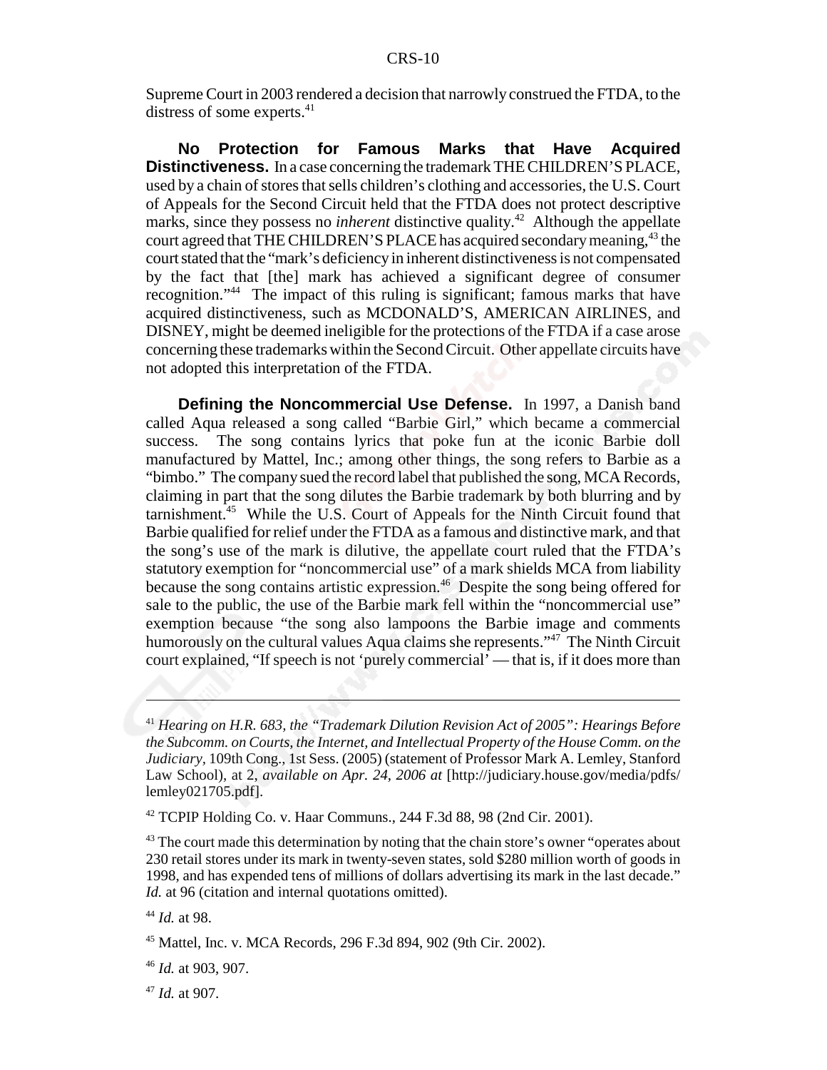Supreme Court in 2003 rendered a decision that narrowly construed the FTDA, to the distress of some experts.[41]

**No Protection for Famous Marks that Have Acquired Distinctiveness.** In a case concerning the trademark THE CHILDREN'S PLACE, used by a chain of stores that sells children's clothing and accessories, the U.S. Court of Appeals for the Second Circuit held that the FTDA does not protect descriptive marks, since they possess no *inherent* distinctive quality.[42] Although the appellate court agreed that THE CHILDREN'S PLACE has acquired secondary meaning,[43] the court stated that the "mark's deficiency in inherent distinctiveness is not compensated by the fact that [the] mark has achieved a significant degree of consumer recognition."[44] The impact of this ruling is significant; famous marks that have acquired distinctiveness, such as MCDONALD'S, AMERICAN AIRLINES, and DISNEY, might be deemed ineligible for the protections of the FTDA if a case arose concerning these trademarks within the Second Circuit. Other appellate circuits have not adopted this interpretation of the FTDA.

**Defining the Noncommercial Use Defense.** In 1997, a Danish band called Aqua released a song called "Barbie Girl," which became a commercial success. The song contains lyrics that poke fun at the iconic Barbie doll manufactured by Mattel, Inc.; among other things, the song refers to Barbie as a "bimbo." The company sued the record label that published the song, MCA Records, claiming in part that the song dilutes the Barbie trademark by both blurring and by tarnishment.[45] While the U.S. Court of Appeals for the Ninth Circuit found that Barbie qualified for relief under the FTDA as a famous and distinctive mark, and that the song's use of the mark is dilutive, the appellate court ruled that the FTDA's statutory exemption for "noncommercial use" of a mark shields MCA from liability because the song contains artistic expression.[46] Despite the song being offered for sale to the public, the use of the Barbie mark fell within the "noncommercial use" exemption because "the song also lampoons the Barbie image and comments humorously on the cultural values Aqua claims she represents."[47] The Ninth Circuit court explained, "If speech is not 'purely commercial' — that is, if it does more than

---

[41] *Hearing on H.R. 683, the "Trademark Dilution Revision Act of 2005": Hearings Before the Subcomm. on Courts, the Internet, and Intellectual Property of the House Comm. on the Judiciary,* 109th Cong., 1st Sess. (2005) (statement of Professor Mark A. Lemley, Stanford Law School), at 2, *available on Apr. 24, 2006 at* [http://judiciary.house.gov/media/pdfs/lemley021705.pdf].

[42] TCPIP Holding Co. v. Haar Communs., 244 F.3d 88, 98 (2nd Cir. 2001).

[43] The court made this determination by noting that the chain store's owner "operates about 230 retail stores under its mark in twenty-seven states, sold $280 million worth of goods in 1998, and has expended tens of millions of dollars advertising its mark in the last decade." *Id.* at 96 (citation and internal quotations omitted).

[44] *Id.* at 98.

[45] Mattel, Inc. v. MCA Records, 296 F.3d 894, 902 (9th Cir. 2002).

[46] *Id.* at 903, 907.

[47] *Id.* at 907.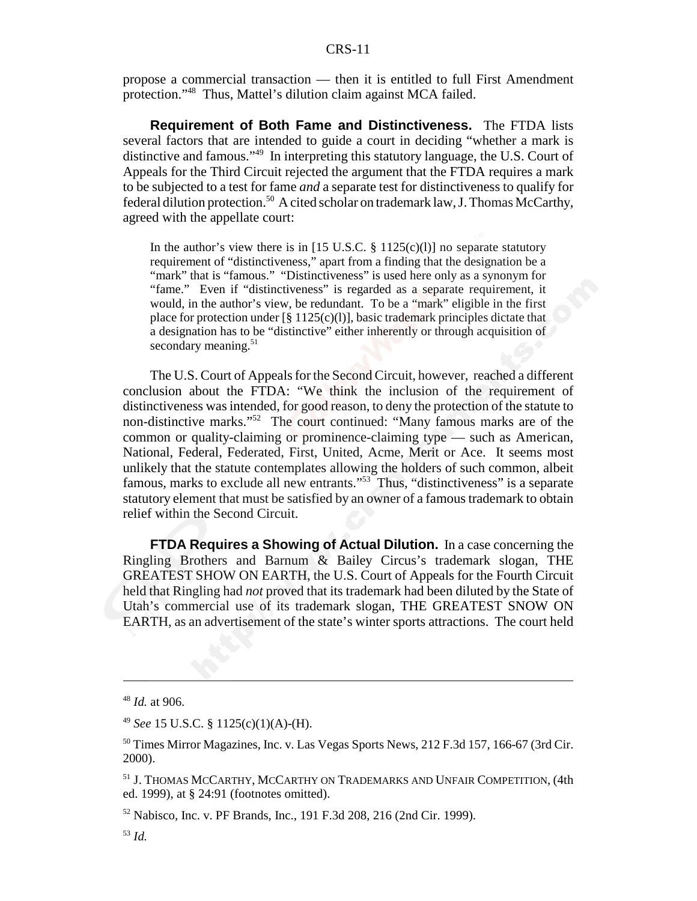propose a commercial transaction — then it is entitled to full First Amendment protection."[48] Thus, Mattel's dilution claim against MCA failed.

**Requirement of Both Fame and Distinctiveness.** The FTDA lists several factors that are intended to guide a court in deciding "whether a mark is distinctive and famous."[49] In interpreting this statutory language, the U.S. Court of Appeals for the Third Circuit rejected the argument that the FTDA requires a mark to be subjected to a test for fame *and* a separate test for distinctiveness to qualify for federal dilution protection.[50] A cited scholar on trademark law, J. Thomas McCarthy, agreed with the appellate court:

> In the author's view there is in [15 U.S.C. § 1125(c)(l)] no separate statutory requirement of "distinctiveness," apart from a finding that the designation be a "mark" that is "famous." "Distinctiveness" is used here only as a synonym for "fame." Even if "distinctiveness" is regarded as a separate requirement, it would, in the author's view, be redundant. To be a "mark" eligible in the first place for protection under [§ 1125(c)(l)], basic trademark principles dictate that a designation has to be "distinctive" either inherently or through acquisition of secondary meaning.[51]

The U.S. Court of Appeals for the Second Circuit, however, reached a different conclusion about the FTDA: "We think the inclusion of the requirement of distinctiveness was intended, for good reason, to deny the protection of the statute to non-distinctive marks."[52] The court continued: "Many famous marks are of the common or quality-claiming or prominence-claiming type — such as American, National, Federal, Federated, First, United, Acme, Merit or Ace. It seems most unlikely that the statute contemplates allowing the holders of such common, albeit famous, marks to exclude all new entrants."[53] Thus, "distinctiveness" is a separate statutory element that must be satisfied by an owner of a famous trademark to obtain relief within the Second Circuit.

**FTDA Requires a Showing of Actual Dilution.** In a case concerning the Ringling Brothers and Barnum & Bailey Circus's trademark slogan, THE GREATEST SHOW ON EARTH, the U.S. Court of Appeals for the Fourth Circuit held that Ringling had *not* proved that its trademark had been diluted by the State of Utah's commercial use of its trademark slogan, THE GREATEST SNOW ON EARTH, as an advertisement of the state's winter sports attractions. The court held

---

[48] *Id.* at 906.

[49] *See* 15 U.S.C. § 1125(c)(1)(A)-(H).

[50] Times Mirror Magazines, Inc. v. Las Vegas Sports News, 212 F.3d 157, 166-67 (3rd Cir. 2000).

[51] J. THOMAS MCCARTHY, MCCARTHY ON TRADEMARKS AND UNFAIR COMPETITION, (4th ed. 1999), at § 24:91 (footnotes omitted).

[52] Nabisco, Inc. v. PF Brands, Inc., 191 F.3d 208, 216 (2nd Cir. 1999).

[53] *Id.*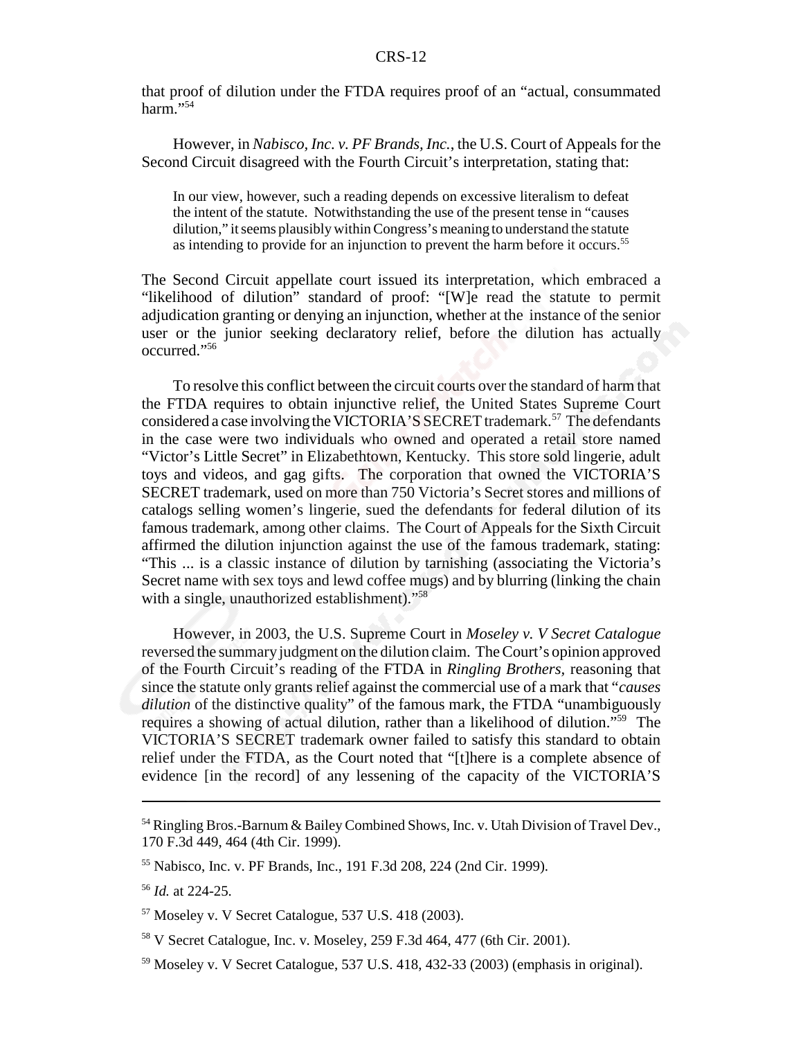that proof of dilution under the FTDA requires proof of an "actual, consummated harm."[54]

However, in *Nabisco, Inc. v. PF Brands, Inc.*, the U.S. Court of Appeals for the Second Circuit disagreed with the Fourth Circuit's interpretation, stating that:

> In our view, however, such a reading depends on excessive literalism to defeat the intent of the statute. Notwithstanding the use of the present tense in "causes dilution," it seems plausibly within Congress's meaning to understand the statute as intending to provide for an injunction to prevent the harm before it occurs.[55]

The Second Circuit appellate court issued its interpretation, which embraced a "likelihood of dilution" standard of proof: "[W]e read the statute to permit adjudication granting or denying an injunction, whether at the instance of the senior user or the junior seeking declaratory relief, before the dilution has actually occurred."[56]

To resolve this conflict between the circuit courts over the standard of harm that the FTDA requires to obtain injunctive relief, the United States Supreme Court considered a case involving the VICTORIA'S SECRET trademark.[57] The defendants in the case were two individuals who owned and operated a retail store named "Victor's Little Secret" in Elizabethtown, Kentucky. This store sold lingerie, adult toys and videos, and gag gifts. The corporation that owned the VICTORIA'S SECRET trademark, used on more than 750 Victoria's Secret stores and millions of catalogs selling women's lingerie, sued the defendants for federal dilution of its famous trademark, among other claims. The Court of Appeals for the Sixth Circuit affirmed the dilution injunction against the use of the famous trademark, stating: "This ... is a classic instance of dilution by tarnishing (associating the Victoria's Secret name with sex toys and lewd coffee mugs) and by blurring (linking the chain with a single, unauthorized establishment)."[58]

However, in 2003, the U.S. Supreme Court in *Moseley v. V Secret Catalogue* reversed the summary judgment on the dilution claim. The Court's opinion approved of the Fourth Circuit's reading of the FTDA in *Ringling Brothers*, reasoning that since the statute only grants relief against the commercial use of a mark that "*causes dilution* of the distinctive quality" of the famous mark, the FTDA "unambiguously requires a showing of actual dilution, rather than a likelihood of dilution."[59] The VICTORIA'S SECRET trademark owner failed to satisfy this standard to obtain relief under the FTDA, as the Court noted that "[t]here is a complete absence of evidence [in the record] of any lessening of the capacity of the VICTORIA'S

---

[54] Ringling Bros.-Barnum & Bailey Combined Shows, Inc. v. Utah Division of Travel Dev., 170 F.3d 449, 464 (4th Cir. 1999).

[55] Nabisco, Inc. v. PF Brands, Inc., 191 F.3d 208, 224 (2nd Cir. 1999).

[56] *Id.* at 224-25.

[57] Moseley v. V Secret Catalogue, 537 U.S. 418 (2003).

[58] V Secret Catalogue, Inc. v. Moseley, 259 F.3d 464, 477 (6th Cir. 2001).

[59] Moseley v. V Secret Catalogue, 537 U.S. 418, 432-33 (2003) (emphasis in original).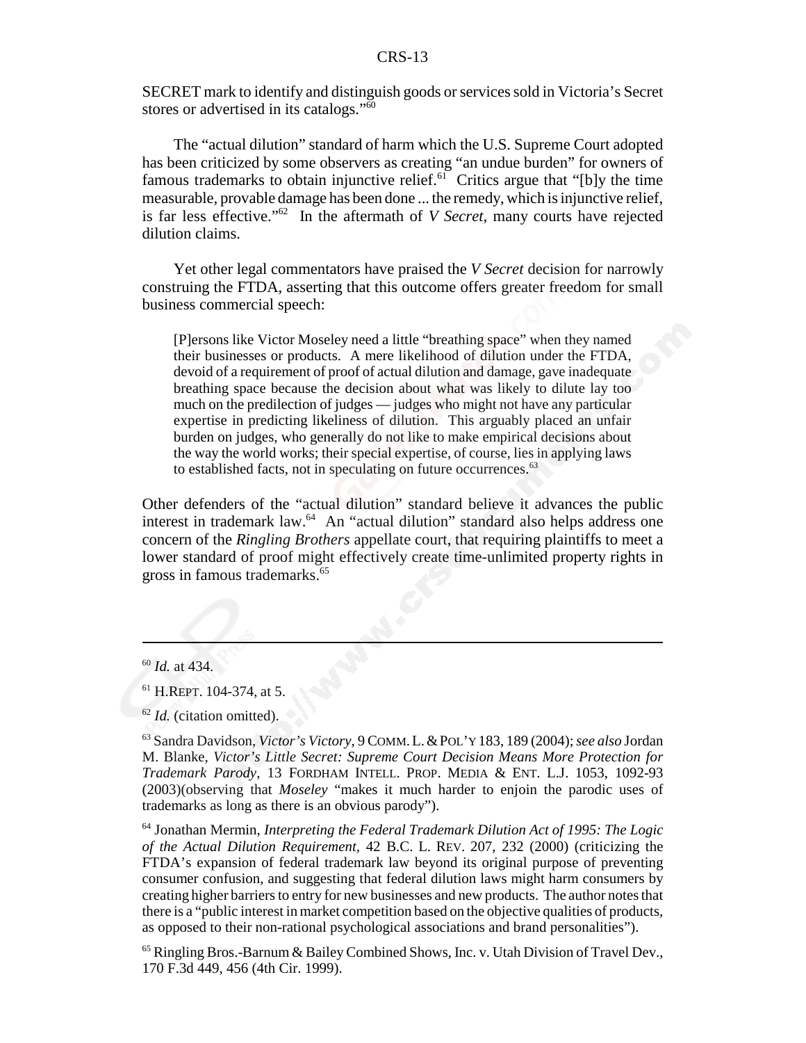SECRET mark to identify and distinguish goods or services sold in Victoria's Secret stores or advertised in its catalogs."[60]

The "actual dilution" standard of harm which the U.S. Supreme Court adopted has been criticized by some observers as creating "an undue burden" for owners of famous trademarks to obtain injunctive relief.[61] Critics argue that "[b]y the time measurable, provable damage has been done ... the remedy, which is injunctive relief, is far less effective."[62] In the aftermath of *V Secret*, many courts have rejected dilution claims.

Yet other legal commentators have praised the *V Secret* decision for narrowly construing the FTDA, asserting that this outcome offers greater freedom for small business commercial speech:

> [P]ersons like Victor Moseley need a little "breathing space" when they named their businesses or products. A mere likelihood of dilution under the FTDA, devoid of a requirement of proof of actual dilution and damage, gave inadequate breathing space because the decision about what was likely to dilute lay too much on the predilection of judges — judges who might not have any particular expertise in predicting likeliness of dilution. This arguably placed an unfair burden on judges, who generally do not like to make empirical decisions about the way the world works; their special expertise, of course, lies in applying laws to established facts, not in speculating on future occurrences.[63]

Other defenders of the "actual dilution" standard believe it advances the public interest in trademark law.[64] An "actual dilution" standard also helps address one concern of the *Ringling Brothers* appellate court, that requiring plaintiffs to meet a lower standard of proof might effectively create time-unlimited property rights in gross in famous trademarks.[65]

---

[60] *Id.* at 434.

[61] H.REPT. 104-374, at 5.

[62] *Id.* (citation omitted).

[63] Sandra Davidson, *Victor's Victory*, 9 COMM. L. & POL'Y 183, 189 (2004); *see also* Jordan M. Blanke, *Victor's Little Secret: Supreme Court Decision Means More Protection for Trademark Parody*, 13 FORDHAM INTELL. PROP. MEDIA & ENT. L.J. 1053, 1092-93 (2003)(observing that *Moseley* "makes it much harder to enjoin the parodic uses of trademarks as long as there is an obvious parody").

[64] Jonathan Mermin, *Interpreting the Federal Trademark Dilution Act of 1995: The Logic of the Actual Dilution Requirement*, 42 B.C. L. REV. 207, 232 (2000) (criticizing the FTDA's expansion of federal trademark law beyond its original purpose of preventing consumer confusion, and suggesting that federal dilution laws might harm consumers by creating higher barriers to entry for new businesses and new products. The author notes that there is a "public interest in market competition based on the objective qualities of products, as opposed to their non-rational psychological associations and brand personalities").

[65] Ringling Bros.-Barnum & Bailey Combined Shows, Inc. v. Utah Division of Travel Dev., 170 F.3d 449, 456 (4th Cir. 1999).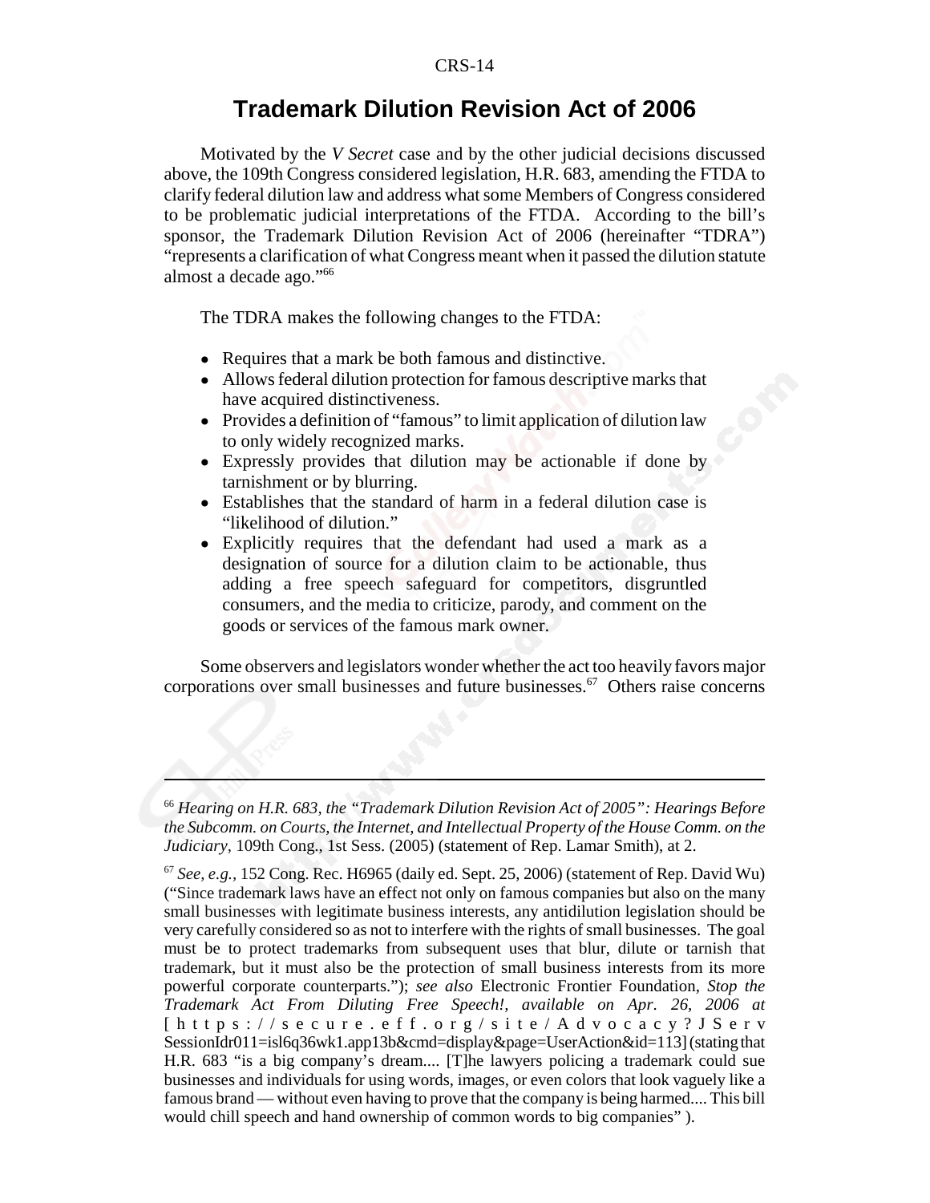# Trademark Dilution Revision Act of 2006

Motivated by the *V Secret* case and by the other judicial decisions discussed above, the 109th Congress considered legislation, H.R. 683, amending the FTDA to clarify federal dilution law and address what some Members of Congress considered to be problematic judicial interpretations of the FTDA. According to the bill's sponsor, the Trademark Dilution Revision Act of 2006 (hereinafter "TDRA") "represents a clarification of what Congress meant when it passed the dilution statute almost a decade ago."[66]

The TDRA makes the following changes to the FTDA:

- Requires that a mark be both famous and distinctive.
- Allows federal dilution protection for famous descriptive marks that have acquired distinctiveness.
- Provides a definition of "famous" to limit application of dilution law to only widely recognized marks.
- Expressly provides that dilution may be actionable if done by tarnishment or by blurring.
- Establishes that the standard of harm in a federal dilution case is "likelihood of dilution."
- Explicitly requires that the defendant had used a mark as a designation of source for a dilution claim to be actionable, thus adding a free speech safeguard for competitors, disgruntled consumers, and the media to criticize, parody, and comment on the goods or services of the famous mark owner.

Some observers and legislators wonder whether the act too heavily favors major corporations over small businesses and future businesses.[67] Others raise concerns

---

[66] *Hearing on H.R. 683, the "Trademark Dilution Revision Act of 2005": Hearings Before the Subcomm. on Courts, the Internet, and Intellectual Property of the House Comm. on the Judiciary*, 109th Cong., 1st Sess. (2005) (statement of Rep. Lamar Smith), at 2.

[67] *See, e.g.*, 152 Cong. Rec. H6965 (daily ed. Sept. 25, 2006) (statement of Rep. David Wu) ("Since trademark laws have an effect not only on famous companies but also on the many small businesses with legitimate business interests, any antidilution legislation should be very carefully considered so as not to interfere with the rights of small businesses. The goal must be to protect trademarks from subsequent uses that blur, dilute or tarnish that trademark, but it must also be the protection of small business interests from its more powerful corporate counterparts."); *see also* Electronic Frontier Foundation, *Stop the Trademark Act From Diluting Free Speech!, available on Apr. 26, 2006 at* [https://secure.eff.org/site/Advocacy?JServSessionIdr011=isl6q36wk1.app13b&cmd=display&page=UserAction&id=113] (stating that H.R. 683 "is a big company's dream.... [T]he lawyers policing a trademark could sue businesses and individuals for using words, images, or even colors that look vaguely like a famous brand — without even having to prove that the company is being harmed.... This bill would chill speech and hand ownership of common words to big companies" ).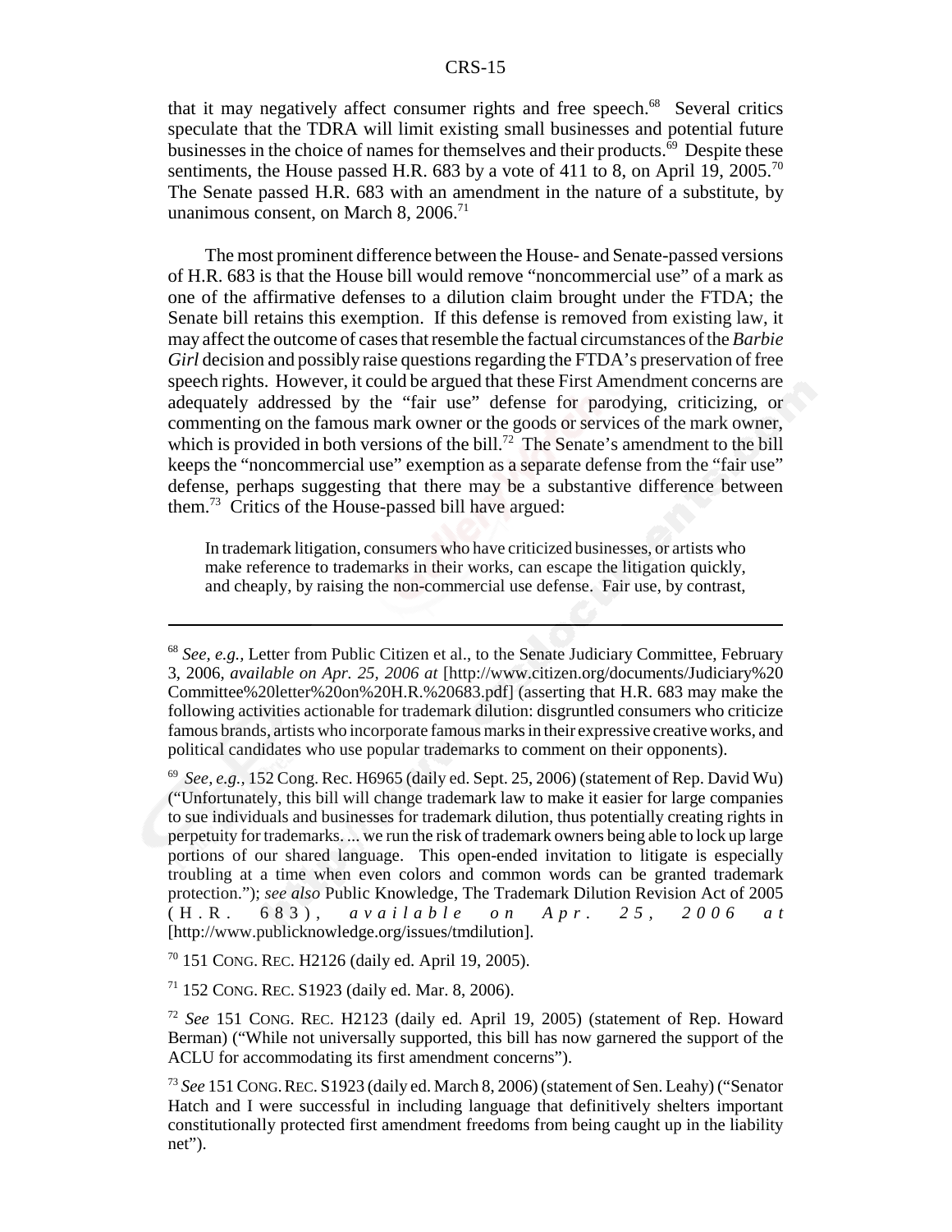that it may negatively affect consumer rights and free speech.[68] Several critics speculate that the TDRA will limit existing small businesses and potential future businesses in the choice of names for themselves and their products.[69] Despite these sentiments, the House passed H.R. 683 by a vote of 411 to 8, on April 19, 2005.[70] The Senate passed H.R. 683 with an amendment in the nature of a substitute, by unanimous consent, on March 8, 2006.[71]

The most prominent difference between the House- and Senate-passed versions of H.R. 683 is that the House bill would remove "noncommercial use" of a mark as one of the affirmative defenses to a dilution claim brought under the FTDA; the Senate bill retains this exemption. If this defense is removed from existing law, it may affect the outcome of cases that resemble the factual circumstances of the *Barbie Girl* decision and possibly raise questions regarding the FTDA's preservation of free speech rights. However, it could be argued that these First Amendment concerns are adequately addressed by the "fair use" defense for parodying, criticizing, or commenting on the famous mark owner or the goods or services of the mark owner, which is provided in both versions of the bill.[72] The Senate's amendment to the bill keeps the "noncommercial use" exemption as a separate defense from the "fair use" defense, perhaps suggesting that there may be a substantive difference between them.[73] Critics of the House-passed bill have argued:

> In trademark litigation, consumers who have criticized businesses, or artists who make reference to trademarks in their works, can escape the litigation quickly, and cheaply, by raising the non-commercial use defense. Fair use, by contrast,

---

[68] *See, e.g.*, Letter from Public Citizen et al., to the Senate Judiciary Committee, February 3, 2006, *available on Apr. 25, 2006 at* [http://www.citizen.org/documents/Judiciary%20Committee%20letter%20on%20H.R.%20683.pdf] (asserting that H.R. 683 may make the following activities actionable for trademark dilution: disgruntled consumers who criticize famous brands, artists who incorporate famous marks in their expressive creative works, and political candidates who use popular trademarks to comment on their opponents).

[69] *See, e.g.*, 152 Cong. Rec. H6965 (daily ed. Sept. 25, 2006) (statement of Rep. David Wu) ("Unfortunately, this bill will change trademark law to make it easier for large companies to sue individuals and businesses for trademark dilution, thus potentially creating rights in perpetuity for trademarks. ... we run the risk of trademark owners being able to lock up large portions of our shared language. This open-ended invitation to litigate is especially troubling at a time when even colors and common words can be granted trademark protection."); *see also* Public Knowledge, The Trademark Dilution Revision Act of 2005 (H.R. 683), *available on Apr. 25, 2006 at* [http://www.publicknowledge.org/issues/tmdilution].

[70] 151 CONG. REC. H2126 (daily ed. April 19, 2005).

[71] 152 CONG. REC. S1923 (daily ed. Mar. 8, 2006).

[72] *See* 151 CONG. REC. H2123 (daily ed. April 19, 2005) (statement of Rep. Howard Berman) ("While not universally supported, this bill has now garnered the support of the ACLU for accommodating its first amendment concerns").

[73] *See* 151 CONG. REC. S1923 (daily ed. March 8, 2006) (statement of Sen. Leahy) ("Senator Hatch and I were successful in including language that definitively shelters important constitutionally protected first amendment freedoms from being caught up in the liability net").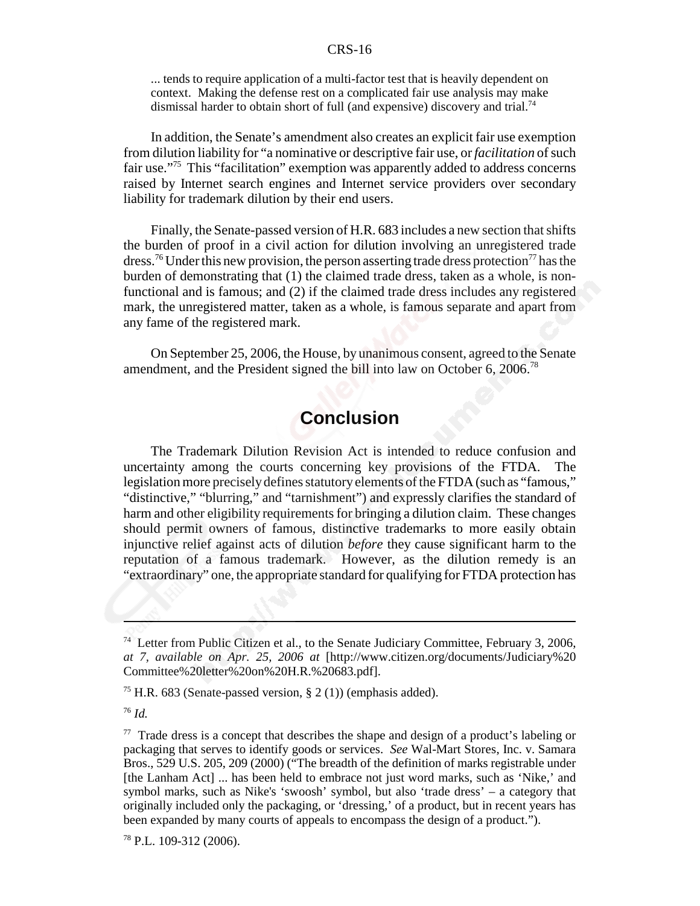> ... tends to require application of a multi-factor test that is heavily dependent on context. Making the defense rest on a complicated fair use analysis may make dismissal harder to obtain short of full (and expensive) discovery and trial.[74]

In addition, the Senate's amendment also creates an explicit fair use exemption from dilution liability for "a nominative or descriptive fair use, or *facilitation* of such fair use."[75] This "facilitation" exemption was apparently added to address concerns raised by Internet search engines and Internet service providers over secondary liability for trademark dilution by their end users.

Finally, the Senate-passed version of H.R. 683 includes a new section that shifts the burden of proof in a civil action for dilution involving an unregistered trade dress.[76] Under this new provision, the person asserting trade dress protection[77] has the burden of demonstrating that (1) the claimed trade dress, taken as a whole, is non-functional and is famous; and (2) if the claimed trade dress includes any registered mark, the unregistered matter, taken as a whole, is famous separate and apart from any fame of the registered mark.

On September 25, 2006, the House, by unanimous consent, agreed to the Senate amendment, and the President signed the bill into law on October 6, 2006.[78]

## Conclusion

The Trademark Dilution Revision Act is intended to reduce confusion and uncertainty among the courts concerning key provisions of the FTDA. The legislation more precisely defines statutory elements of the FTDA (such as "famous," "distinctive," "blurring," and "tarnishment") and expressly clarifies the standard of harm and other eligibility requirements for bringing a dilution claim. These changes should permit owners of famous, distinctive trademarks to more easily obtain injunctive relief against acts of dilution *before* they cause significant harm to the reputation of a famous trademark. However, as the dilution remedy is an "extraordinary" one, the appropriate standard for qualifying for FTDA protection has

---

[74] Letter from Public Citizen et al., to the Senate Judiciary Committee, February 3, 2006, *at 7, available on Apr. 25, 2006 at* [http://www.citizen.org/documents/Judiciary%20Committee%20letter%20on%20H.R.%20683.pdf].

[75] H.R. 683 (Senate-passed version, § 2 (1)) (emphasis added).

[76] *Id.*

[77] Trade dress is a concept that describes the shape and design of a product's labeling or packaging that serves to identify goods or services. *See* Wal-Mart Stores, Inc. v. Samara Bros., 529 U.S. 205, 209 (2000) ("The breadth of the definition of marks registrable under [the Lanham Act] ... has been held to embrace not just word marks, such as 'Nike,' and symbol marks, such as Nike's 'swoosh' symbol, but also 'trade dress' – a category that originally included only the packaging, or 'dressing,' of a product, but in recent years has been expanded by many courts of appeals to encompass the design of a product.").

[78] P.L. 109-312 (2006).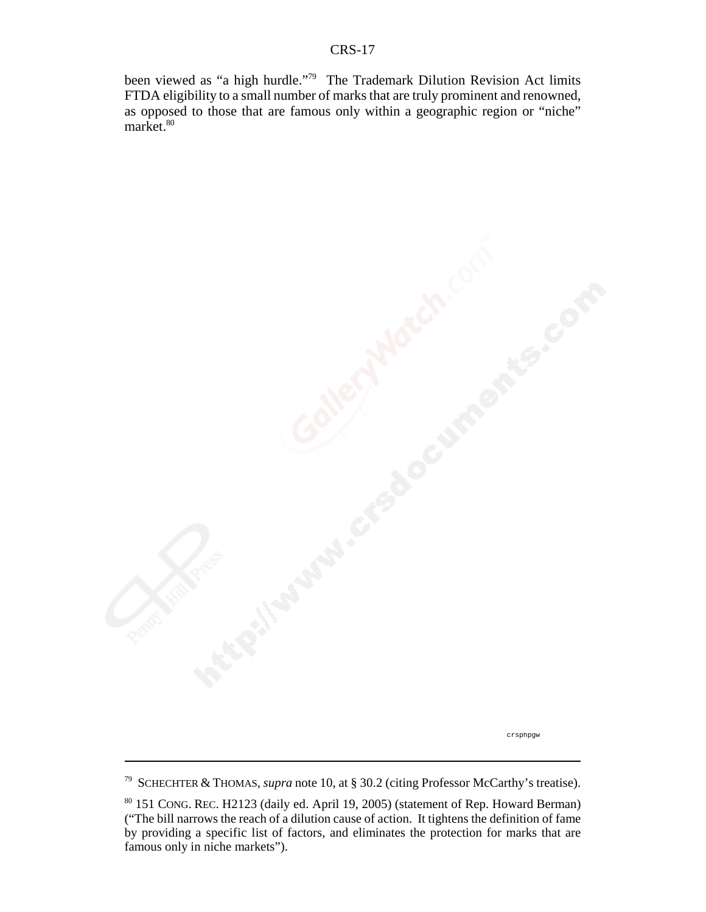been viewed as "a high hurdle."[79] The Trademark Dilution Revision Act limits FTDA eligibility to a small number of marks that are truly prominent and renowned, as opposed to those that are famous only within a geographic region or "niche" market.[80]

---

[79] SCHECHTER & THOMAS, *supra* note 10, at § 30.2 (citing Professor McCarthy's treatise).

[80] 151 CONG. REC. H2123 (daily ed. April 19, 2005) (statement of Rep. Howard Berman) ("The bill narrows the reach of a dilution cause of action. It tightens the definition of fame by providing a specific list of factors, and eliminates the protection for marks that are famous only in niche markets").